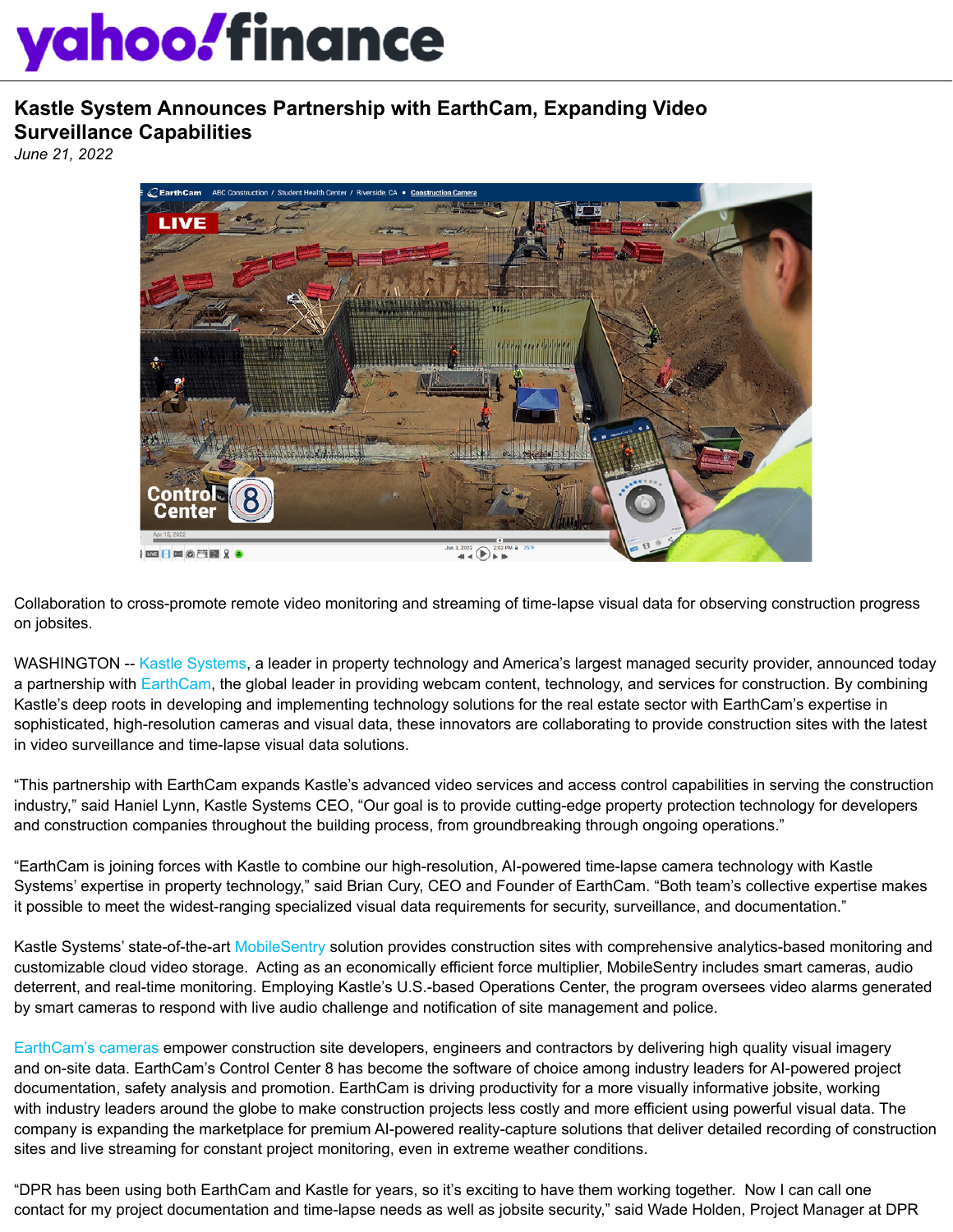# Kastle System Announces Partnership with EarthCam, Expanding Video Surveillance Capabilities

*June 21, 2022*

Collaboration to cross-promote remote video monitoring and streaming of time-lapse visual data for observing construction progress on jobsites.

WASHINGTON -- Kastle Systems, a leader in property technology and America's largest managed security provider, announced today a partnership with EarthCam, the global leader in providing webcam content, technology, and services for construction. By combining Kastle's deep roots in developing and implementing technology solutions for the real estate sector with EarthCam's expertise in sophisticated, high-resolution cameras and visual data, these innovators are collaborating to provide construction sites with the latest in video surveillance and time-lapse visual data solutions.

"This partnership with EarthCam expands Kastle's advanced video services and access control capabilities in serving the construction industry," said Haniel Lynn, Kastle Systems CEO, "Our goal is to provide cutting-edge property protection technology for developers and construction companies throughout the building process, from groundbreaking through ongoing operations."

"EarthCam is joining forces with Kastle to combine our high-resolution, AI-powered time-lapse camera technology with Kastle Systems' expertise in property technology," said Brian Cury, CEO and Founder of EarthCam. "Both team's collective expertise makes it possible to meet the widest-ranging specialized visual data requirements for security, surveillance, and documentation."

Kastle Systems' state-of-the-art MobileSentry solution provides construction sites with comprehensive analytics-based monitoring and customizable cloud video storage. Acting as an economically efficient force multiplier, MobileSentry includes smart cameras, audio deterrent, and real-time monitoring. Employing Kastle's U.S.-based Operations Center, the program oversees video alarms generated by smart cameras to respond with live audio challenge and notification of site management and police.

EarthCam's cameras empower construction site developers, engineers and contractors by delivering high quality visual imagery and on-site data. EarthCam's Control Center 8 has become the software of choice among industry leaders for AI-powered project documentation, safety analysis and promotion. EarthCam is driving productivity for a more visually informative jobsite, working with industry leaders around the globe to make construction projects less costly and more efficient using powerful visual data. The company is expanding the marketplace for premium AI-powered reality-capture solutions that deliver detailed recording of construction sites and live streaming for constant project monitoring, even in extreme weather conditions.

"DPR has been using both EarthCam and Kastle for years, so it's exciting to have them working together. Now I can call one contact for my project documentation and time-lapse needs as well as jobsite security," said Wade Holden, Project Manager at DPR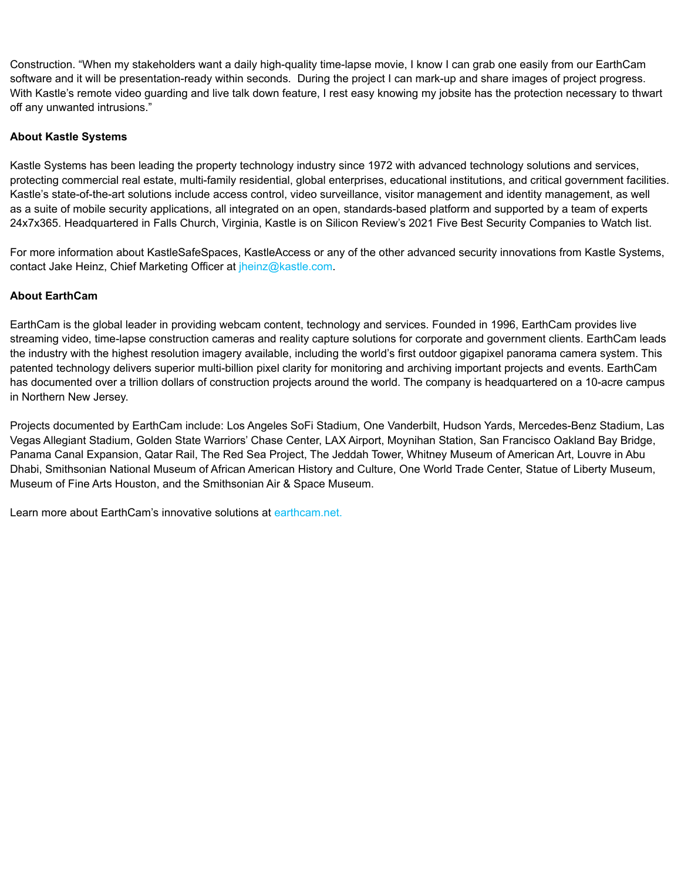Construction. “When my stakeholders want a daily high-quality time-lapse movie, I know I can grab one easily from our EarthCam software and it will be presentation-ready within seconds. During the project I can mark-up and share images of project progress. With Kastle’s remote video guarding and live talk down feature, I rest easy knowing my jobsite has the protection necessary to thwart off any unwanted intrusions.”

**About Kastle Systems**

Kastle Systems has been leading the property technology industry since 1972 with advanced technology solutions and services, protecting commercial real estate, multi-family residential, global enterprises, educational institutions, and critical government facilities. Kastle’s state-of-the-art solutions include access control, video surveillance, visitor management and identity management, as well as a suite of mobile security applications, all integrated on an open, standards-based platform and supported by a team of experts 24x7x365. Headquartered in Falls Church, Virginia, Kastle is on Silicon Review’s 2021 Five Best Security Companies to Watch list.

For more information about KastleSafeSpaces, KastleAccess or any of the other advanced security innovations from Kastle Systems, contact Jake Heinz, Chief Marketing Officer at jheinz@kastle.com.

**About EarthCam**

EarthCam is the global leader in providing webcam content, technology and services. Founded in 1996, EarthCam provides live streaming video, time-lapse construction cameras and reality capture solutions for corporate and government clients. EarthCam leads the industry with the highest resolution imagery available, including the world’s first outdoor gigapixel panorama camera system. This patented technology delivers superior multi-billion pixel clarity for monitoring and archiving important projects and events. EarthCam has documented over a trillion dollars of construction projects around the world. The company is headquartered on a 10-acre campus in Northern New Jersey.

Projects documented by EarthCam include: Los Angeles SoFi Stadium, One Vanderbilt, Hudson Yards, Mercedes-Benz Stadium, Las Vegas Allegiant Stadium, Golden State Warriors’ Chase Center, LAX Airport, Moynihan Station, San Francisco Oakland Bay Bridge, Panama Canal Expansion, Qatar Rail, The Red Sea Project, The Jeddah Tower, Whitney Museum of American Art, Louvre in Abu Dhabi, Smithsonian National Museum of African American History and Culture, One World Trade Center, Statue of Liberty Museum, Museum of Fine Arts Houston, and the Smithsonian Air & Space Museum.

Learn more about EarthCam’s innovative solutions at earthcam.net.